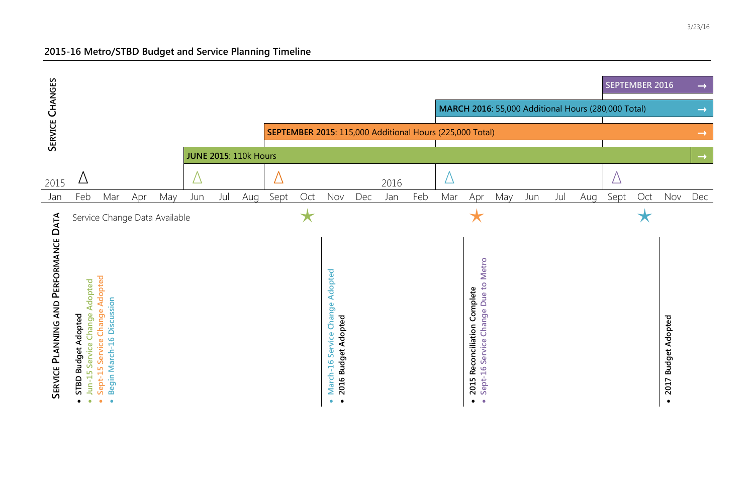## 2015-16 Metro/STBD Budget and Service Planning Timeline

### Service Changes

- **SEPTEMBER 2016** (Sept 2016 →)
- **MARCH 2016**: 55,000 Additional Hours (280,000 Total) (Mar 2016 →)
- **SEPTEMBER 2015**: 115,000 Additional Hours (225,000 Total) (Sept 2015 →)
- **JUNE 2015**: 110k Hours (Jun 2015 →)

| 2015 | | | | | | | | | | | | 2016 | | | | | | | | | | | |
|---|---|---|---|---|---|---|---|---|---|---|---|---|---|---|---|---|---|---|---|---|---|---|---|
| Jan | Feb | Mar | Apr | May | Jun | Jul | Aug | Sept | Oct | Nov | Dec | Jan | Feb | Mar | Apr | May | Jun | Jul | Aug | Sept | Oct | Nov | Dec |

### Service Planning and Performance Data

Service Change Data Available: Oct 2015, Apr 2016, Oct 2016

**Feb 2015**
- STBD Budget Adopted
- Jun-15 Service Change Adopted
- Sept-15 Service Change Adopted
- Begin March-16 Discussion

**Oct/Nov 2015**
- March-16 Service Change Adopted
- 2016 Budget Adopted

**Mar/Apr 2016**
- 2015 Reconciliation Complete
- Sept-16 Service Change Due to Metro

**Nov 2016**
- 2017 Budget Adopted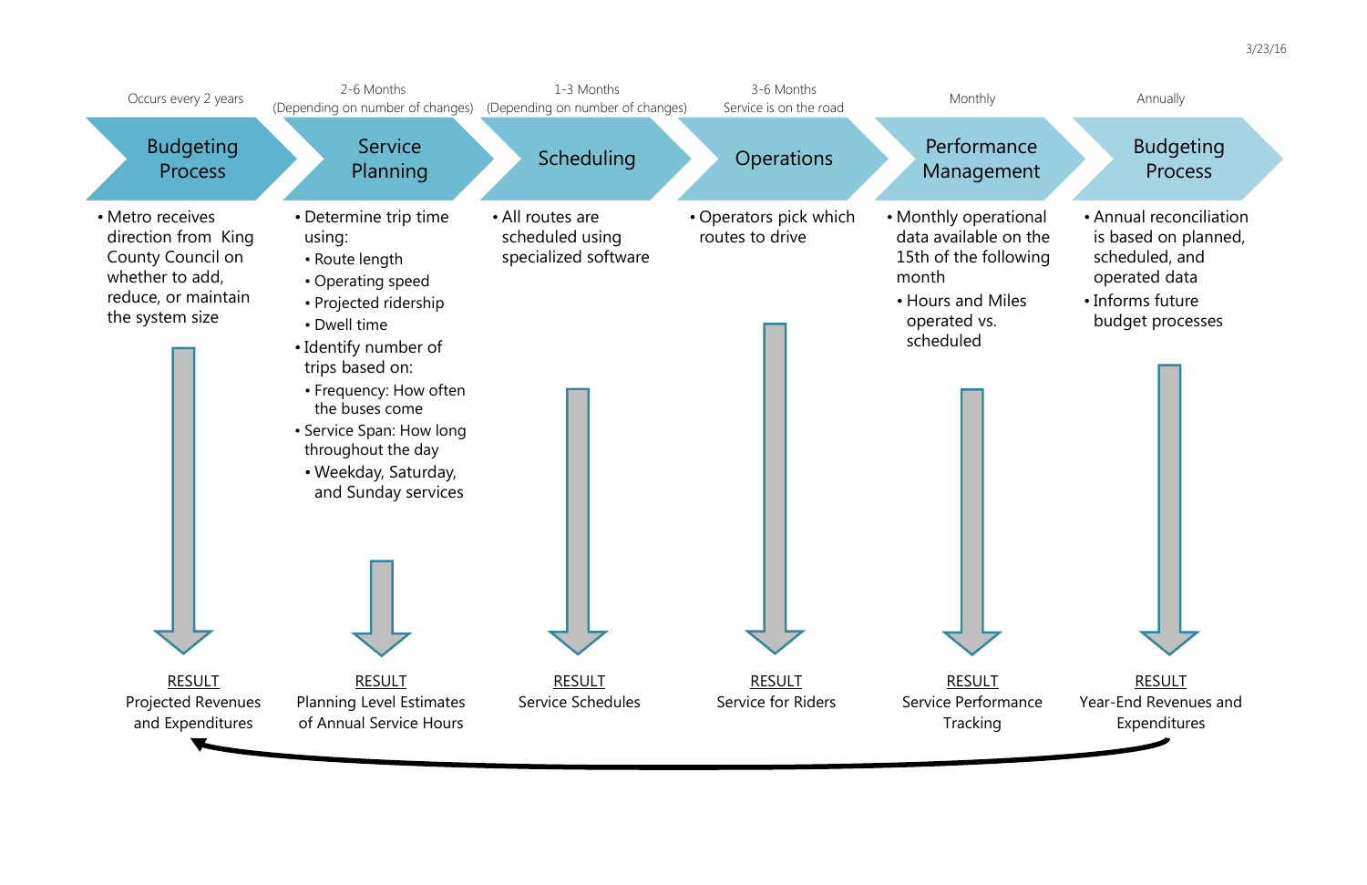3/23/16

## Budgeting Process

Occurs every 2 years

- Metro receives direction from King County Council on whether to add, reduce, or maintain the system size

RESULT
Projected Revenues and Expenditures

## Service Planning

2-6 Months (Depending on number of changes)

- Determine trip time using:
  - Route length
  - Operating speed
  - Projected ridership
  - Dwell time
- Identify number of trips based on:
  - Frequency: How often the buses come
- Service Span: How long throughout the day
  - Weekday, Saturday, and Sunday services

RESULT
Planning Level Estimates of Annual Service Hours

## Scheduling

1-3 Months (Depending on number of changes)

- All routes are scheduled using specialized software

RESULT
Service Schedules

## Operations

3-6 Months Service is on the road

- Operators pick which routes to drive

RESULT
Service for Riders

## Performance Management

Monthly

- Monthly operational data available on the 15th of the following month
  - Hours and Miles operated vs. scheduled

RESULT
Service Performance Tracking

## Budgeting Process

Annually

- Annual reconciliation is based on planned, scheduled, and operated data
- Informs future budget processes

RESULT
Year-End Revenues and Expenditures